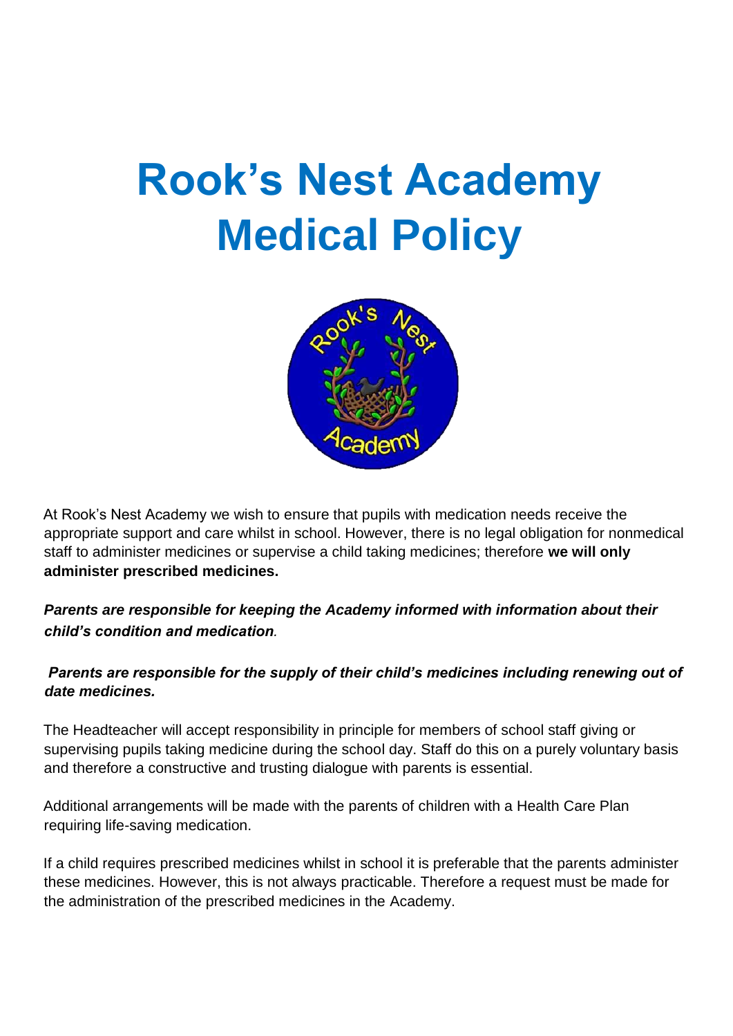# Rook's Nest Academy Medical Policy

At Rook's Nest Academy we wish to ensure that pupils with medication needs receive the appropriate support and care whilst in school. However, there is no legal obligation for nonmedical staff to administer medicines or supervise a child taking medicines; therefore **we will only administer prescribed medicines.**

***Parents are responsible for keeping the Academy informed with information about their child's condition and medication.***

***Parents are responsible for the supply of their child's medicines including renewing out of date medicines.***

The Headteacher will accept responsibility in principle for members of school staff giving or supervising pupils taking medicine during the school day. Staff do this on a purely voluntary basis and therefore a constructive and trusting dialogue with parents is essential.

Additional arrangements will be made with the parents of children with a Health Care Plan requiring life-saving medication.

If a child requires prescribed medicines whilst in school it is preferable that the parents administer these medicines. However, this is not always practicable. Therefore a request must be made for the administration of the prescribed medicines in the Academy.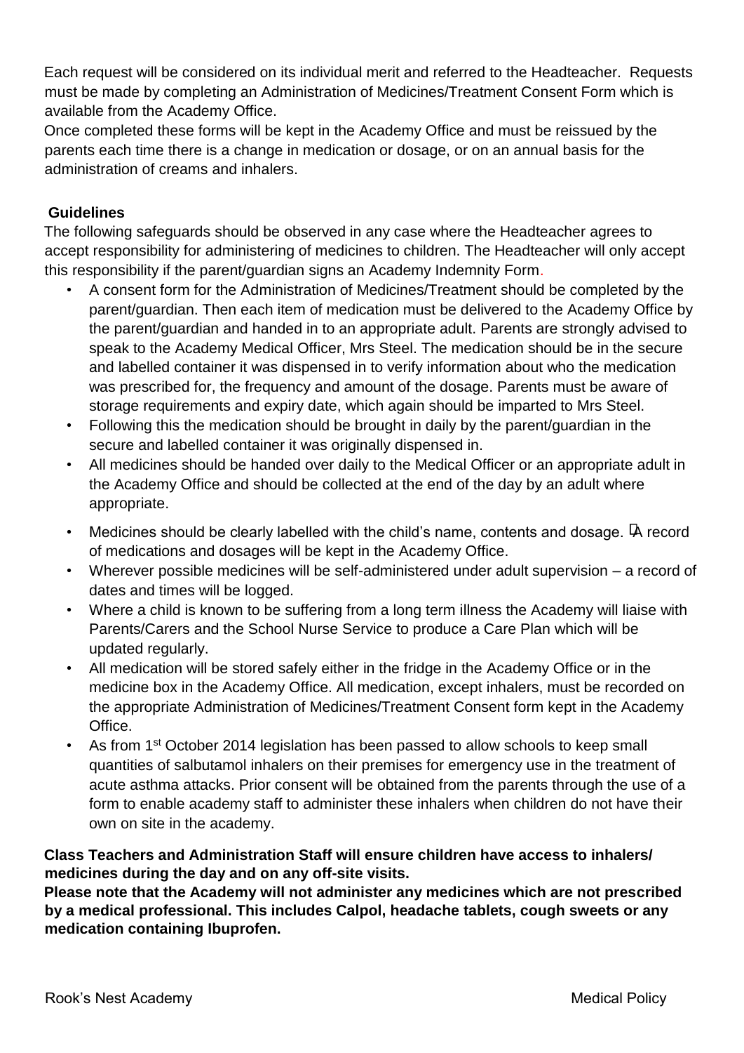Each request will be considered on its individual merit and referred to the Headteacher. Requests must be made by completing an Administration of Medicines/Treatment Consent Form which is available from the Academy Office.

Once completed these forms will be kept in the Academy Office and must be reissued by the parents each time there is a change in medication or dosage, or on an annual basis for the administration of creams and inhalers.

## Guidelines

The following safeguards should be observed in any case where the Headteacher agrees to accept responsibility for administering of medicines to children. The Headteacher will only accept this responsibility if the parent/guardian signs an Academy Indemnity Form.

- A consent form for the Administration of Medicines/Treatment should be completed by the parent/guardian. Then each item of medication must be delivered to the Academy Office by the parent/guardian and handed in to an appropriate adult. Parents are strongly advised to speak to the Academy Medical Officer, Mrs Steel. The medication should be in the secure and labelled container it was dispensed in to verify information about who the medication was prescribed for, the frequency and amount of the dosage. Parents must be aware of storage requirements and expiry date, which again should be imparted to Mrs Steel.
- Following this the medication should be brought in daily by the parent/guardian in the secure and labelled container it was originally dispensed in.
- All medicines should be handed over daily to the Medical Officer or an appropriate adult in the Academy Office and should be collected at the end of the day by an adult where appropriate.
- Medicines should be clearly labelled with the child's name, contents and dosage. A record of medications and dosages will be kept in the Academy Office.
- Wherever possible medicines will be self-administered under adult supervision – a record of dates and times will be logged.
- Where a child is known to be suffering from a long term illness the Academy will liaise with Parents/Carers and the School Nurse Service to produce a Care Plan which will be updated regularly.
- All medication will be stored safely either in the fridge in the Academy Office or in the medicine box in the Academy Office. All medication, except inhalers, must be recorded on the appropriate Administration of Medicines/Treatment Consent form kept in the Academy Office.
- As from 1st October 2014 legislation has been passed to allow schools to keep small quantities of salbutamol inhalers on their premises for emergency use in the treatment of acute asthma attacks. Prior consent will be obtained from the parents through the use of a form to enable academy staff to administer these inhalers when children do not have their own on site in the academy.

**Class Teachers and Administration Staff will ensure children have access to inhalers/ medicines during the day and on any off-site visits.**

**Please note that the Academy will not administer any medicines which are not prescribed by a medical professional. This includes Calpol, headache tablets, cough sweets or any medication containing Ibuprofen.**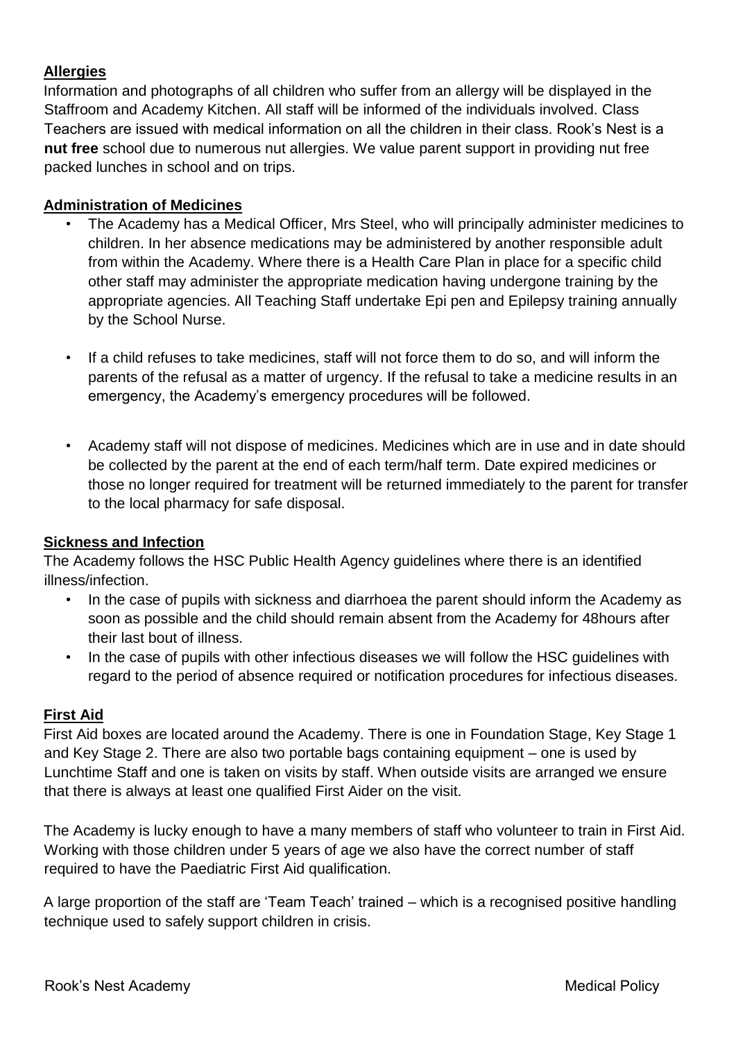## Allergies

Information and photographs of all children who suffer from an allergy will be displayed in the Staffroom and Academy Kitchen. All staff will be informed of the individuals involved. Class Teachers are issued with medical information on all the children in their class. Rook's Nest is a **nut free** school due to numerous nut allergies. We value parent support in providing nut free packed lunches in school and on trips.

## Administration of Medicines

- The Academy has a Medical Officer, Mrs Steel, who will principally administer medicines to children. In her absence medications may be administered by another responsible adult from within the Academy. Where there is a Health Care Plan in place for a specific child other staff may administer the appropriate medication having undergone training by the appropriate agencies. All Teaching Staff undertake Epi pen and Epilepsy training annually by the School Nurse.
- If a child refuses to take medicines, staff will not force them to do so, and will inform the parents of the refusal as a matter of urgency. If the refusal to take a medicine results in an emergency, the Academy's emergency procedures will be followed.
- Academy staff will not dispose of medicines. Medicines which are in use and in date should be collected by the parent at the end of each term/half term. Date expired medicines or those no longer required for treatment will be returned immediately to the parent for transfer to the local pharmacy for safe disposal.

## Sickness and Infection

The Academy follows the HSC Public Health Agency guidelines where there is an identified illness/infection.

- In the case of pupils with sickness and diarrhoea the parent should inform the Academy as soon as possible and the child should remain absent from the Academy for 48hours after their last bout of illness.
- In the case of pupils with other infectious diseases we will follow the HSC guidelines with regard to the period of absence required or notification procedures for infectious diseases.

## First Aid

First Aid boxes are located around the Academy. There is one in Foundation Stage, Key Stage 1 and Key Stage 2. There are also two portable bags containing equipment – one is used by Lunchtime Staff and one is taken on visits by staff. When outside visits are arranged we ensure that there is always at least one qualified First Aider on the visit.

The Academy is lucky enough to have a many members of staff who volunteer to train in First Aid. Working with those children under 5 years of age we also have the correct number of staff required to have the Paediatric First Aid qualification.

A large proportion of the staff are 'Team Teach' trained – which is a recognised positive handling technique used to safely support children in crisis.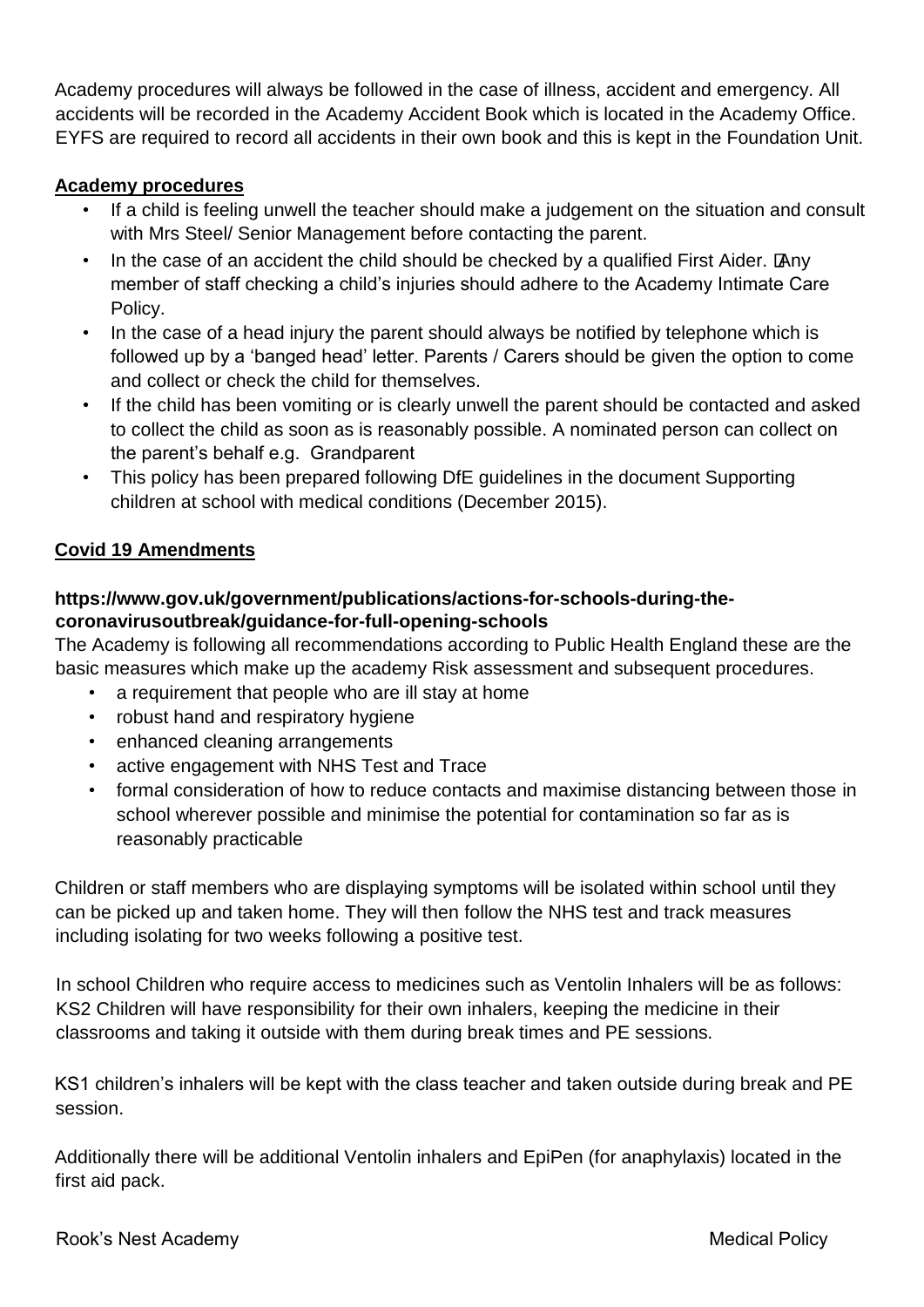Academy procedures will always be followed in the case of illness, accident and emergency. All accidents will be recorded in the Academy Accident Book which is located in the Academy Office. EYFS are required to record all accidents in their own book and this is kept in the Foundation Unit.

**Academy procedures**

- If a child is feeling unwell the teacher should make a judgement on the situation and consult with Mrs Steel/ Senior Management before contacting the parent.
- In the case of an accident the child should be checked by a qualified First Aider. Any member of staff checking a child's injuries should adhere to the Academy Intimate Care Policy.
- In the case of a head injury the parent should always be notified by telephone which is followed up by a 'banged head' letter. Parents / Carers should be given the option to come and collect or check the child for themselves.
- If the child has been vomiting or is clearly unwell the parent should be contacted and asked to collect the child as soon as is reasonably possible. A nominated person can collect on the parent's behalf e.g. Grandparent
- This policy has been prepared following DfE guidelines in the document Supporting children at school with medical conditions (December 2015).

**Covid 19 Amendments**

**https://www.gov.uk/government/publications/actions-for-schools-during-the-coronavirusoutbreak/guidance-for-full-opening-schools**

The Academy is following all recommendations according to Public Health England these are the basic measures which make up the academy Risk assessment and subsequent procedures.

- a requirement that people who are ill stay at home
- robust hand and respiratory hygiene
- enhanced cleaning arrangements
- active engagement with NHS Test and Trace
- formal consideration of how to reduce contacts and maximise distancing between those in school wherever possible and minimise the potential for contamination so far as is reasonably practicable

Children or staff members who are displaying symptoms will be isolated within school until they can be picked up and taken home. They will then follow the NHS test and track measures including isolating for two weeks following a positive test.

In school Children who require access to medicines such as Ventolin Inhalers will be as follows: KS2 Children will have responsibility for their own inhalers, keeping the medicine in their classrooms and taking it outside with them during break times and PE sessions.

KS1 children's inhalers will be kept with the class teacher and taken outside during break and PE session.

Additionally there will be additional Ventolin inhalers and EpiPen (for anaphylaxis) located in the first aid pack.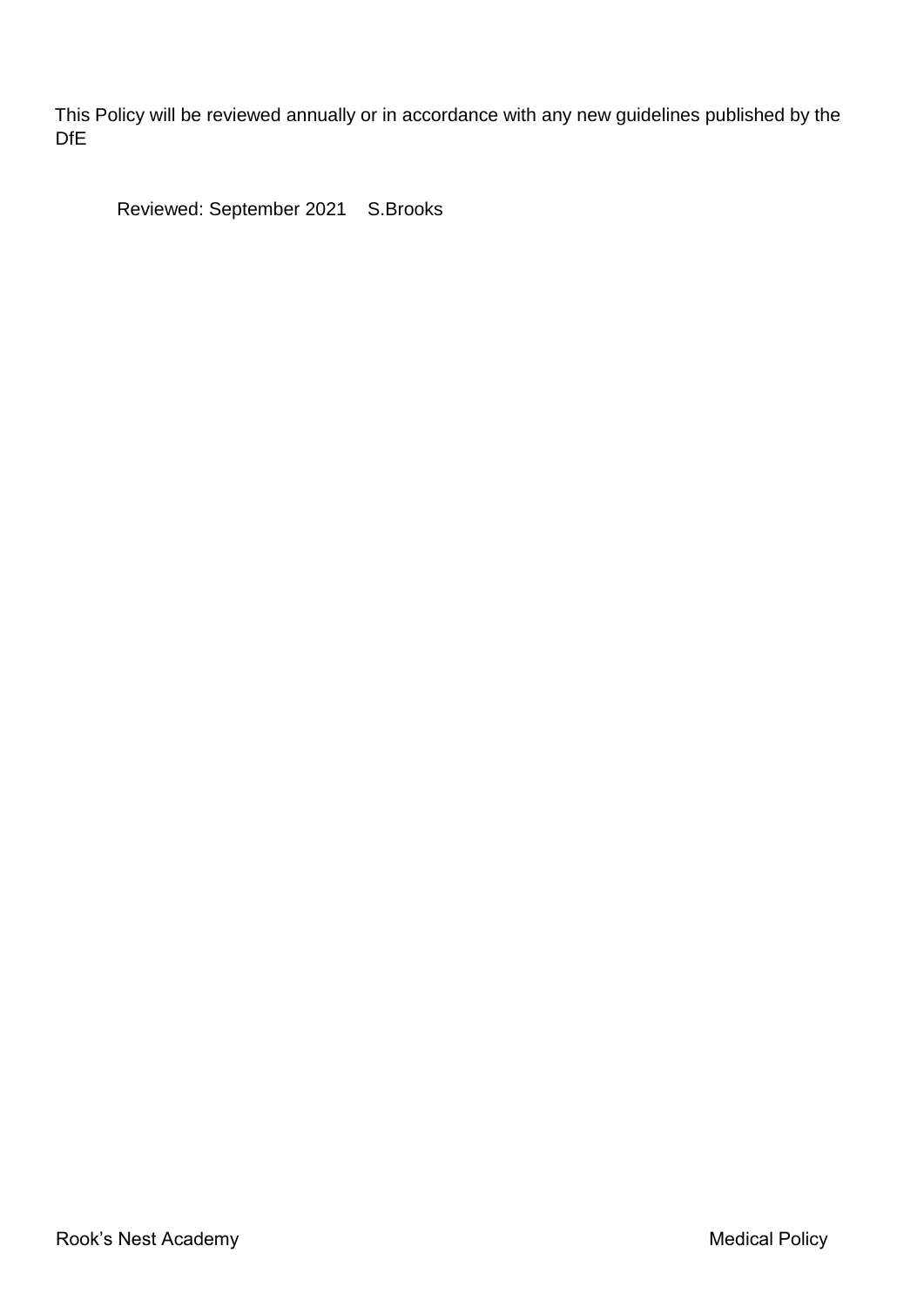This Policy will be reviewed annually or in accordance with any new guidelines published by the DfE

Reviewed: September 2021 S.Brooks